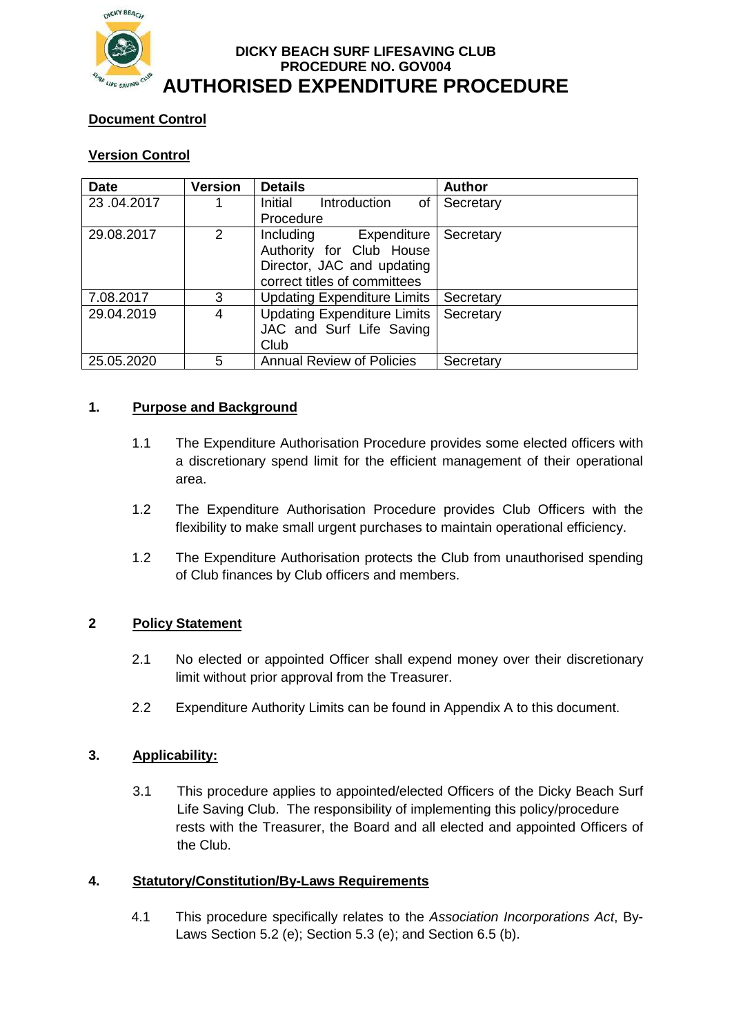**DICKY BEACH SURF LIFESAVING CLUB**
**PROCEDURE NO. GOV004**

# AUTHORISED EXPENDITURE PROCEDURE

**Document Control**

**Version Control**

| Date | Version | Details | Author |
|---|---|---|---|
| 23 .04.2017 | 1 | Initial Introduction of Procedure | Secretary |
| 29.08.2017 | 2 | Including Expenditure Authority for Club House Director, JAC and updating correct titles of committees | Secretary |
| 7.08.2017 | 3 | Updating Expenditure Limits | Secretary |
| 29.04.2019 | 4 | Updating Expenditure Limits JAC and Surf Life Saving Club | Secretary |
| 25.05.2020 | 5 | Annual Review of Policies | Secretary |

## 1. Purpose and Background

1.1 The Expenditure Authorisation Procedure provides some elected officers with a discretionary spend limit for the efficient management of their operational area.

1.2 The Expenditure Authorisation Procedure provides Club Officers with the flexibility to make small urgent purchases to maintain operational efficiency.

1.2 The Expenditure Authorisation protects the Club from unauthorised spending of Club finances by Club officers and members.

## 2 Policy Statement

2.1 No elected or appointed Officer shall expend money over their discretionary limit without prior approval from the Treasurer.

2.2 Expenditure Authority Limits can be found in Appendix A to this document.

## 3. Applicability:

3.1 This procedure applies to appointed/elected Officers of the Dicky Beach Surf Life Saving Club. The responsibility of implementing this policy/procedure rests with the Treasurer, the Board and all elected and appointed Officers of the Club.

## 4. Statutory/Constitution/By-Laws Requirements

4.1 This procedure specifically relates to the *Association Incorporations Act*, By-Laws Section 5.2 (e); Section 5.3 (e); and Section 6.5 (b).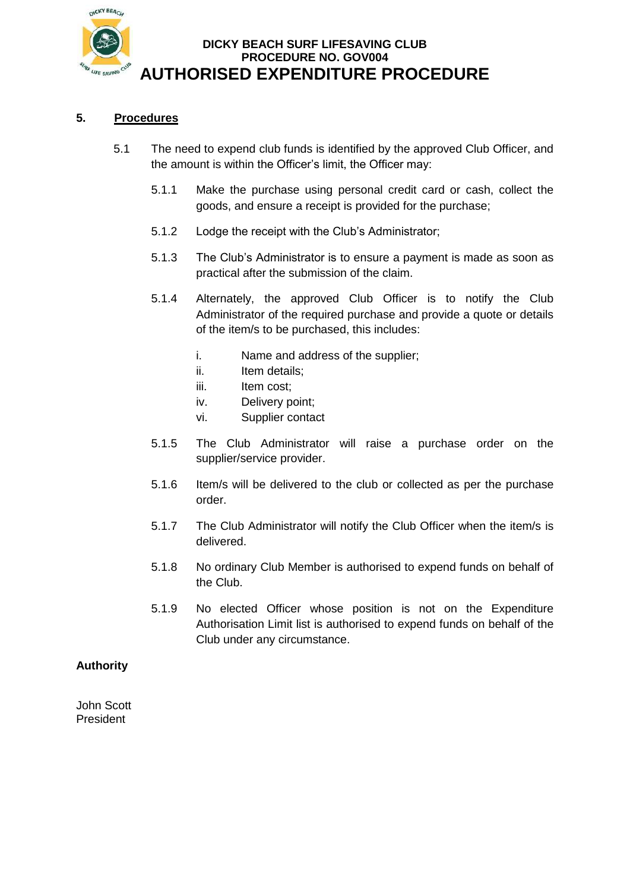## 5. Procedures

5.1 The need to expend club funds is identified by the approved Club Officer, and the amount is within the Officer's limit, the Officer may:

5.1.1 Make the purchase using personal credit card or cash, collect the goods, and ensure a receipt is provided for the purchase;

5.1.2 Lodge the receipt with the Club's Administrator;

5.1.3 The Club's Administrator is to ensure a payment is made as soon as practical after the submission of the claim.

5.1.4 Alternately, the approved Club Officer is to notify the Club Administrator of the required purchase and provide a quote or details of the item/s to be purchased, this includes:

i. Name and address of the supplier;
ii. Item details;
iii. Item cost;
iv. Delivery point;
vi. Supplier contact

5.1.5 The Club Administrator will raise a purchase order on the supplier/service provider.

5.1.6 Item/s will be delivered to the club or collected as per the purchase order.

5.1.7 The Club Administrator will notify the Club Officer when the item/s is delivered.

5.1.8 No ordinary Club Member is authorised to expend funds on behalf of the Club.

5.1.9 No elected Officer whose position is not on the Expenditure Authorisation Limit list is authorised to expend funds on behalf of the Club under any circumstance.

**Authority**

John Scott
President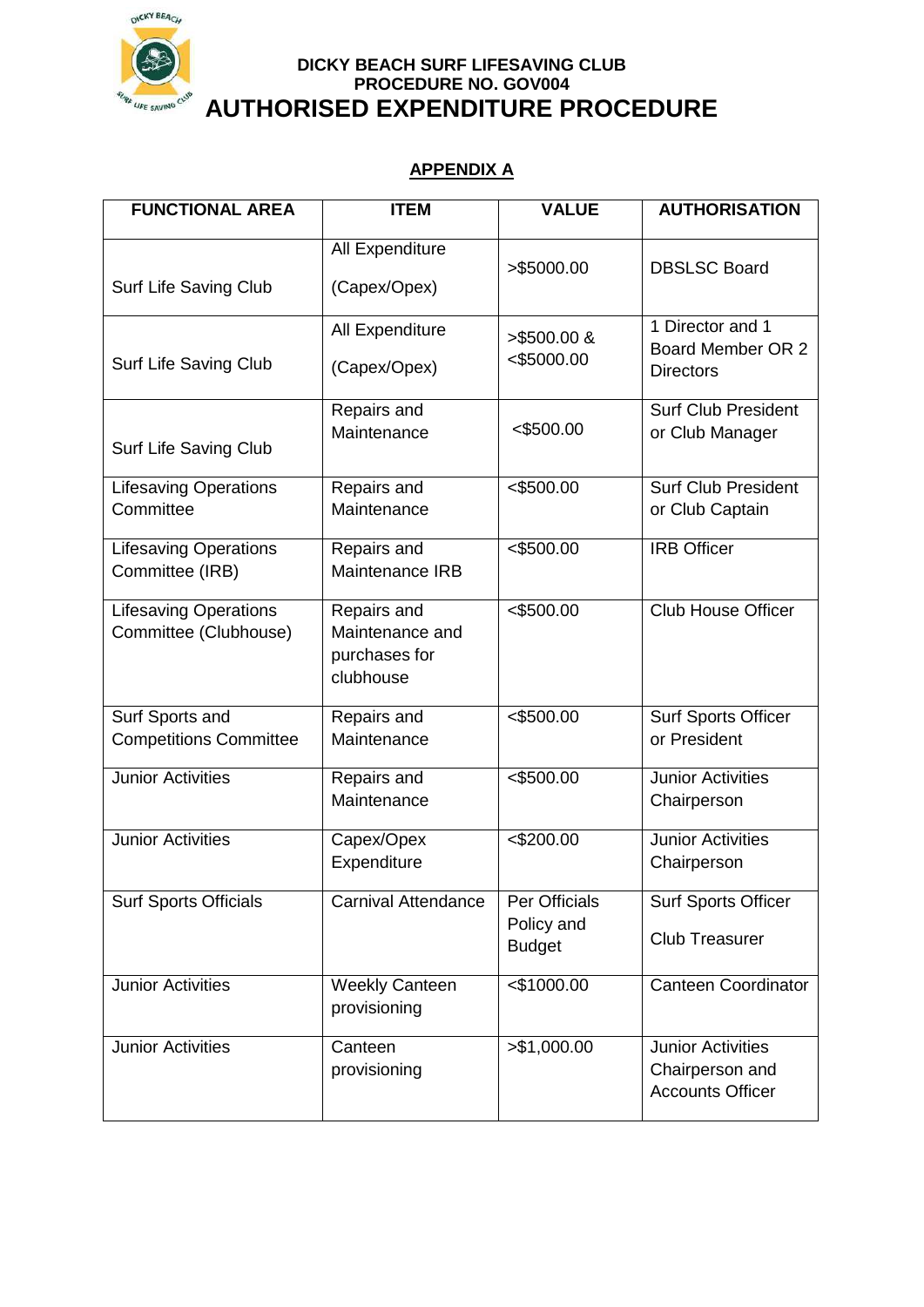**DICKY BEACH SURF LIFESAVING CLUB**
**PROCEDURE NO. GOV004**

# AUTHORISED EXPENDITURE PROCEDURE

## APPENDIX A

| FUNCTIONAL AREA | ITEM | VALUE | AUTHORISATION |
|---|---|---|---|
| Surf Life Saving Club | All Expenditure (Capex/Opex) | >$5000.00 | DBSLSC Board |
| Surf Life Saving Club | All Expenditure (Capex/Opex) | >$500.00 & <$5000.00 | 1 Director and 1 Board Member OR 2 Directors |
| Surf Life Saving Club | Repairs and Maintenance | <$500.00 | Surf Club President or Club Manager |
| Lifesaving Operations Committee | Repairs and Maintenance | <$500.00 | Surf Club President or Club Captain |
| Lifesaving Operations Committee (IRB) | Repairs and Maintenance IRB | <$500.00 | IRB Officer |
| Lifesaving Operations Committee (Clubhouse) | Repairs and Maintenance and purchases for clubhouse | <$500.00 | Club House Officer |
| Surf Sports and Competitions Committee | Repairs and Maintenance | <$500.00 | Surf Sports Officer or President |
| Junior Activities | Repairs and Maintenance | <$500.00 | Junior Activities Chairperson |
| Junior Activities | Capex/Opex Expenditure | <$200.00 | Junior Activities Chairperson |
| Surf Sports Officials | Carnival Attendance | Per Officials Policy and Budget | Surf Sports Officer<br>Club Treasurer |
| Junior Activities | Weekly Canteen provisioning | <$1000.00 | Canteen Coordinator |
| Junior Activities | Canteen provisioning | >$1,000.00 | Junior Activities Chairperson and Accounts Officer |